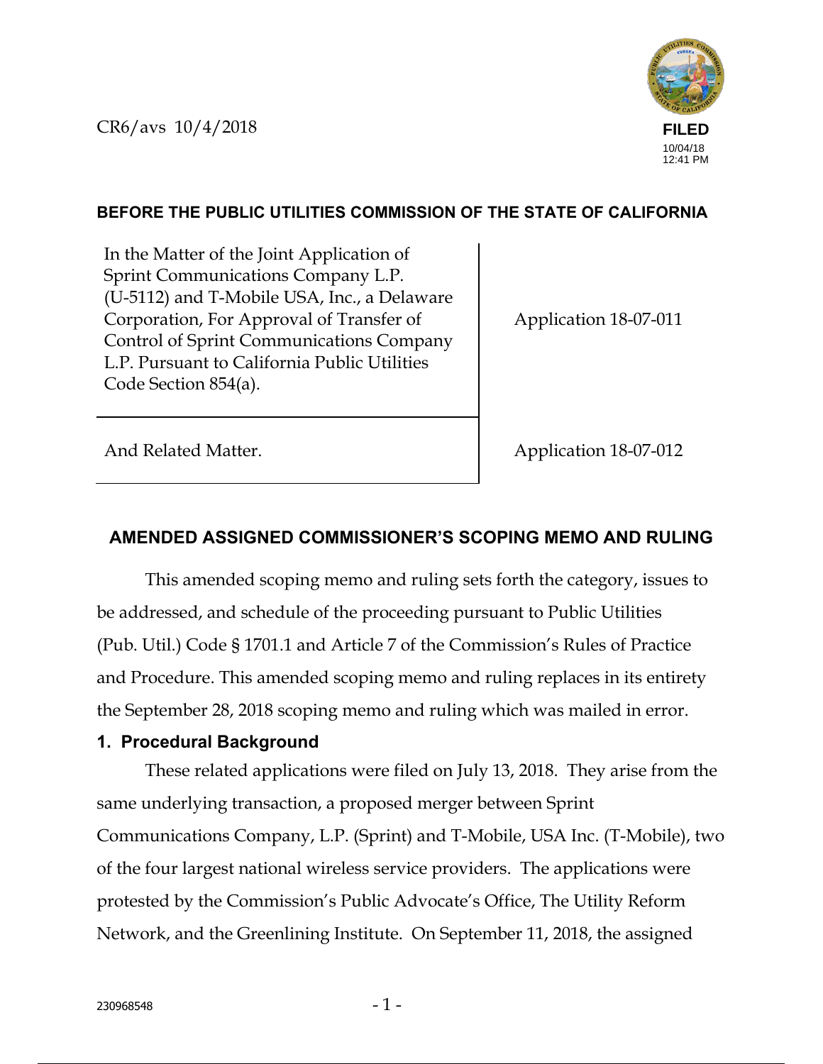CR6/avs 10/4/2018

FILED
10/04/18
12:41 PM

**BEFORE THE PUBLIC UTILITIES COMMISSION OF THE STATE OF CALIFORNIA**

| | |
|---|---|
| In the Matter of the Joint Application of Sprint Communications Company L.P. (U-5112) and T-Mobile USA, Inc., a Delaware Corporation, For Approval of Transfer of Control of Sprint Communications Company L.P. Pursuant to California Public Utilities Code Section 854(a). | Application 18-07-011 |
| And Related Matter. | Application 18-07-012 |

## AMENDED ASSIGNED COMMISSIONER'S SCOPING MEMO AND RULING

This amended scoping memo and ruling sets forth the category, issues to be addressed, and schedule of the proceeding pursuant to Public Utilities (Pub. Util.) Code § 1701.1 and Article 7 of the Commission's Rules of Practice and Procedure. This amended scoping memo and ruling replaces in its entirety the September 28, 2018 scoping memo and ruling which was mailed in error.

### 1. Procedural Background

These related applications were filed on July 13, 2018. They arise from the same underlying transaction, a proposed merger between Sprint Communications Company, L.P. (Sprint) and T-Mobile, USA Inc. (T-Mobile), two of the four largest national wireless service providers. The applications were protested by the Commission's Public Advocate's Office, The Utility Reform Network, and the Greenlining Institute. On September 11, 2018, the assigned

230968548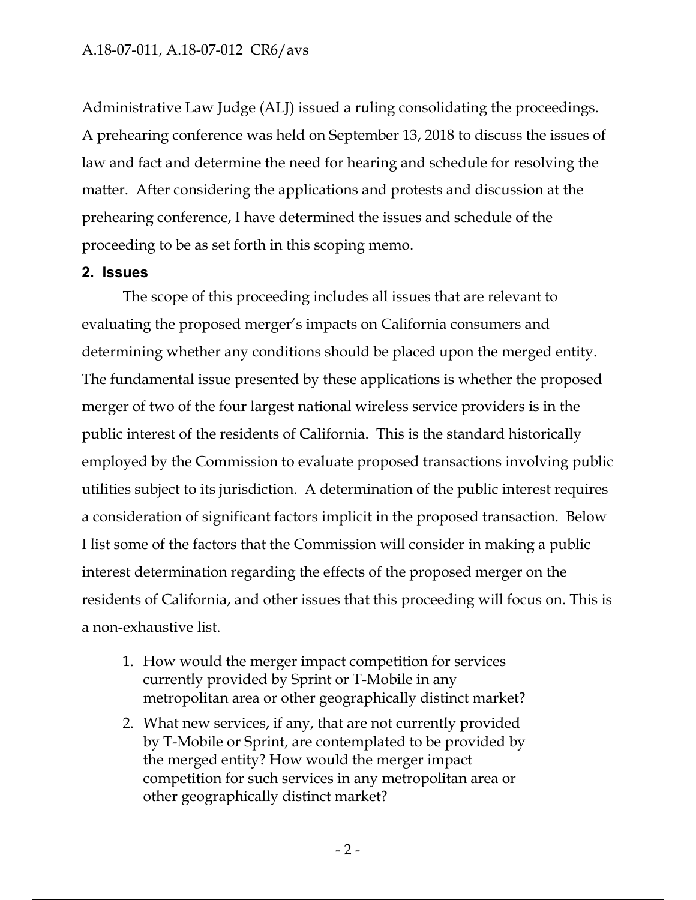Administrative Law Judge (ALJ) issued a ruling consolidating the proceedings. A prehearing conference was held on September 13, 2018 to discuss the issues of law and fact and determine the need for hearing and schedule for resolving the matter. After considering the applications and protests and discussion at the prehearing conference, I have determined the issues and schedule of the proceeding to be as set forth in this scoping memo.

## 2. Issues

The scope of this proceeding includes all issues that are relevant to evaluating the proposed merger's impacts on California consumers and determining whether any conditions should be placed upon the merged entity. The fundamental issue presented by these applications is whether the proposed merger of two of the four largest national wireless service providers is in the public interest of the residents of California. This is the standard historically employed by the Commission to evaluate proposed transactions involving public utilities subject to its jurisdiction. A determination of the public interest requires a consideration of significant factors implicit in the proposed transaction. Below I list some of the factors that the Commission will consider in making a public interest determination regarding the effects of the proposed merger on the residents of California, and other issues that this proceeding will focus on. This is a non-exhaustive list.

1. How would the merger impact competition for services currently provided by Sprint or T-Mobile in any metropolitan area or other geographically distinct market?
2. What new services, if any, that are not currently provided by T-Mobile or Sprint, are contemplated to be provided by the merged entity? How would the merger impact competition for such services in any metropolitan area or other geographically distinct market?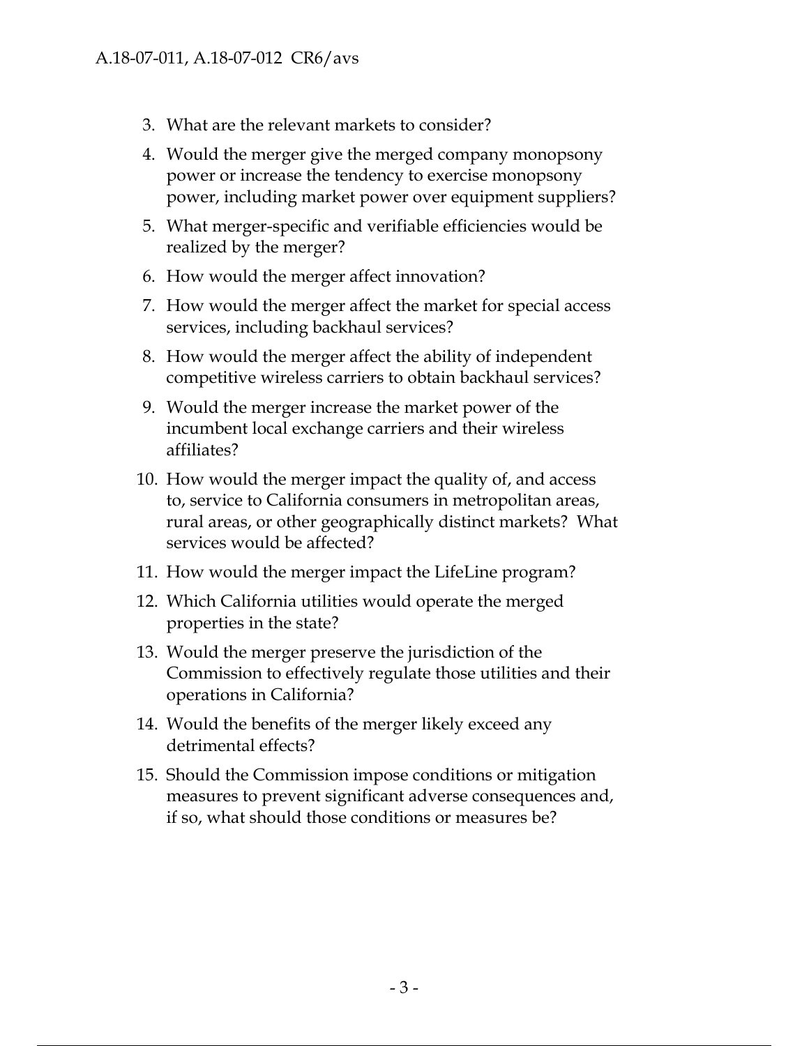3. What are the relevant markets to consider?
4. Would the merger give the merged company monopsony power or increase the tendency to exercise monopsony power, including market power over equipment suppliers?
5. What merger-specific and verifiable efficiencies would be realized by the merger?
6. How would the merger affect innovation?
7. How would the merger affect the market for special access services, including backhaul services?
8. How would the merger affect the ability of independent competitive wireless carriers to obtain backhaul services?
9. Would the merger increase the market power of the incumbent local exchange carriers and their wireless affiliates?
10. How would the merger impact the quality of, and access to, service to California consumers in metropolitan areas, rural areas, or other geographically distinct markets? What services would be affected?
11. How would the merger impact the LifeLine program?
12. Which California utilities would operate the merged properties in the state?
13. Would the merger preserve the jurisdiction of the Commission to effectively regulate those utilities and their operations in California?
14. Would the benefits of the merger likely exceed any detrimental effects?
15. Should the Commission impose conditions or mitigation measures to prevent significant adverse consequences and, if so, what should those conditions or measures be?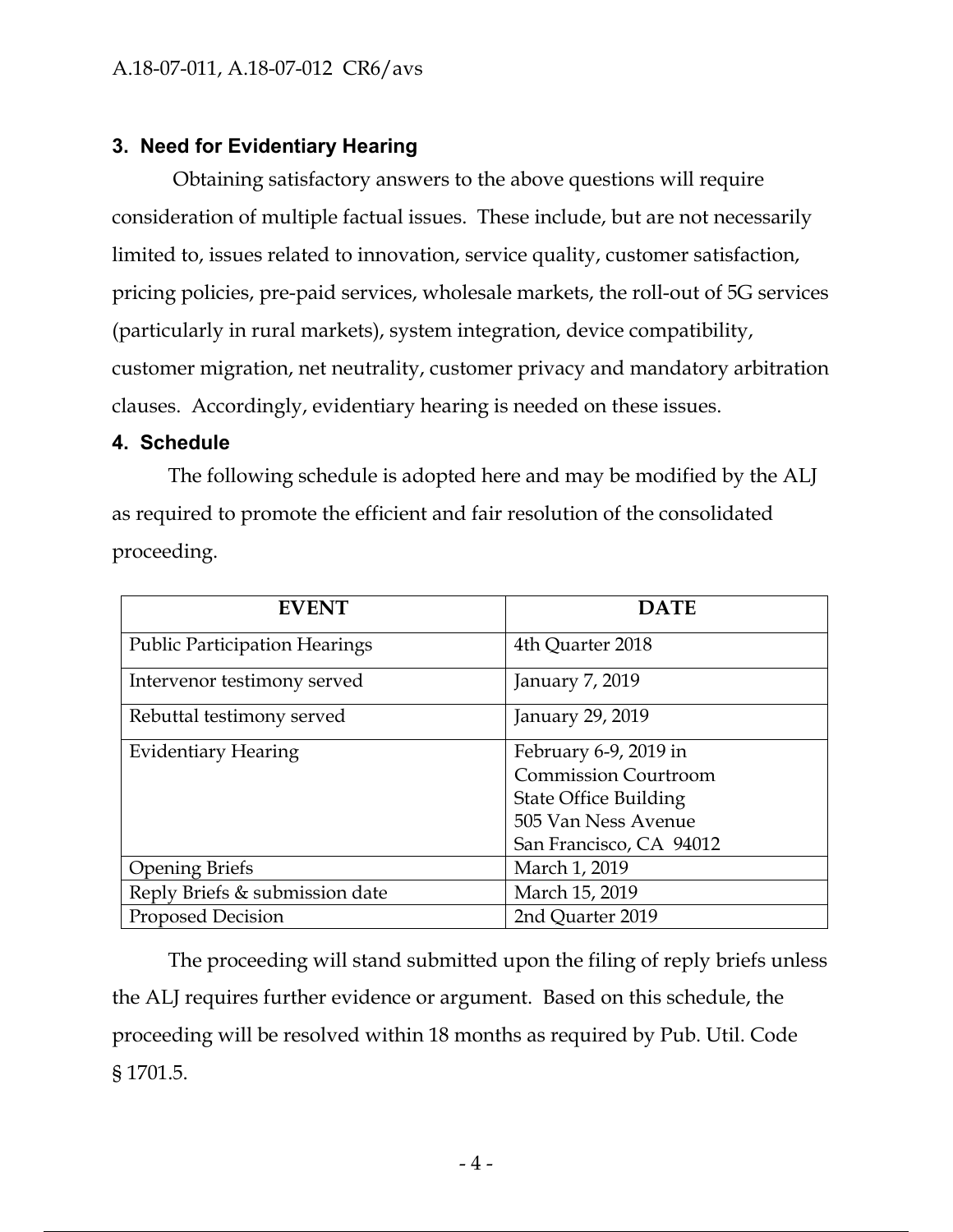## 3. Need for Evidentiary Hearing

Obtaining satisfactory answers to the above questions will require consideration of multiple factual issues. These include, but are not necessarily limited to, issues related to innovation, service quality, customer satisfaction, pricing policies, pre-paid services, wholesale markets, the roll-out of 5G services (particularly in rural markets), system integration, device compatibility, customer migration, net neutrality, customer privacy and mandatory arbitration clauses. Accordingly, evidentiary hearing is needed on these issues.

## 4. Schedule

The following schedule is adopted here and may be modified by the ALJ as required to promote the efficient and fair resolution of the consolidated proceeding.

| EVENT | DATE |
|---|---|
| Public Participation Hearings | 4th Quarter 2018 |
| Intervenor testimony served | January 7, 2019 |
| Rebuttal testimony served | January 29, 2019 |
| Evidentiary Hearing | February 6-9, 2019 in Commission Courtroom State Office Building 505 Van Ness Avenue San Francisco, CA 94012 |
| Opening Briefs | March 1, 2019 |
| Reply Briefs & submission date | March 15, 2019 |
| Proposed Decision | 2nd Quarter 2019 |

The proceeding will stand submitted upon the filing of reply briefs unless the ALJ requires further evidence or argument. Based on this schedule, the proceeding will be resolved within 18 months as required by Pub. Util. Code § 1701.5.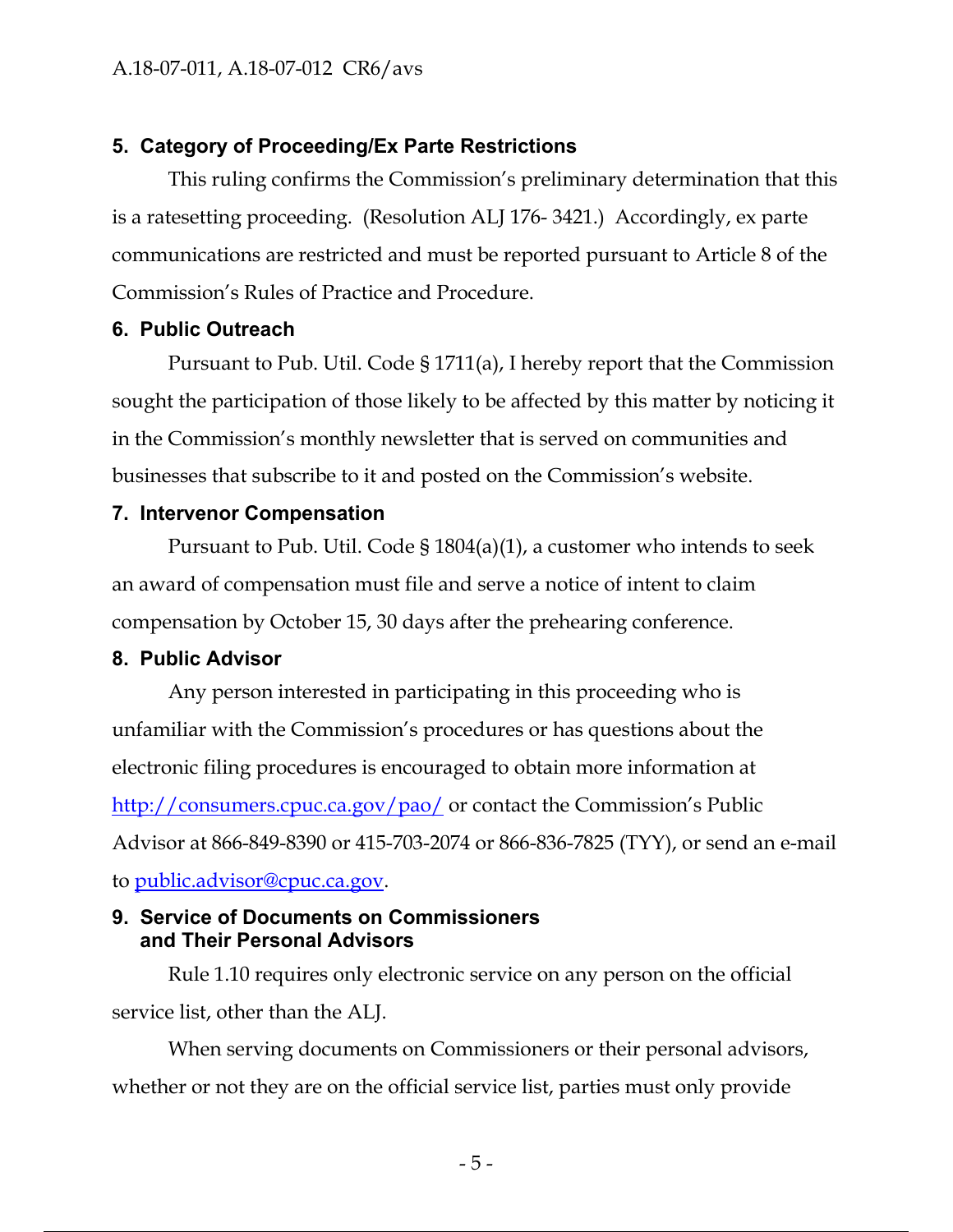## 5. Category of Proceeding/Ex Parte Restrictions

This ruling confirms the Commission's preliminary determination that this is a ratesetting proceeding. (Resolution ALJ 176- 3421.) Accordingly, ex parte communications are restricted and must be reported pursuant to Article 8 of the Commission's Rules of Practice and Procedure.

## 6. Public Outreach

Pursuant to Pub. Util. Code § 1711(a), I hereby report that the Commission sought the participation of those likely to be affected by this matter by noticing it in the Commission's monthly newsletter that is served on communities and businesses that subscribe to it and posted on the Commission's website.

## 7. Intervenor Compensation

Pursuant to Pub. Util. Code § 1804(a)(1), a customer who intends to seek an award of compensation must file and serve a notice of intent to claim compensation by October 15, 30 days after the prehearing conference.

## 8. Public Advisor

Any person interested in participating in this proceeding who is unfamiliar with the Commission's procedures or has questions about the electronic filing procedures is encouraged to obtain more information at http://consumers.cpuc.ca.gov/pao/ or contact the Commission's Public Advisor at 866-849-8390 or 415-703-2074 or 866-836-7825 (TYY), or send an e-mail to public.advisor@cpuc.ca.gov.

## 9. Service of Documents on Commissioners and Their Personal Advisors

Rule 1.10 requires only electronic service on any person on the official service list, other than the ALJ.

When serving documents on Commissioners or their personal advisors, whether or not they are on the official service list, parties must only provide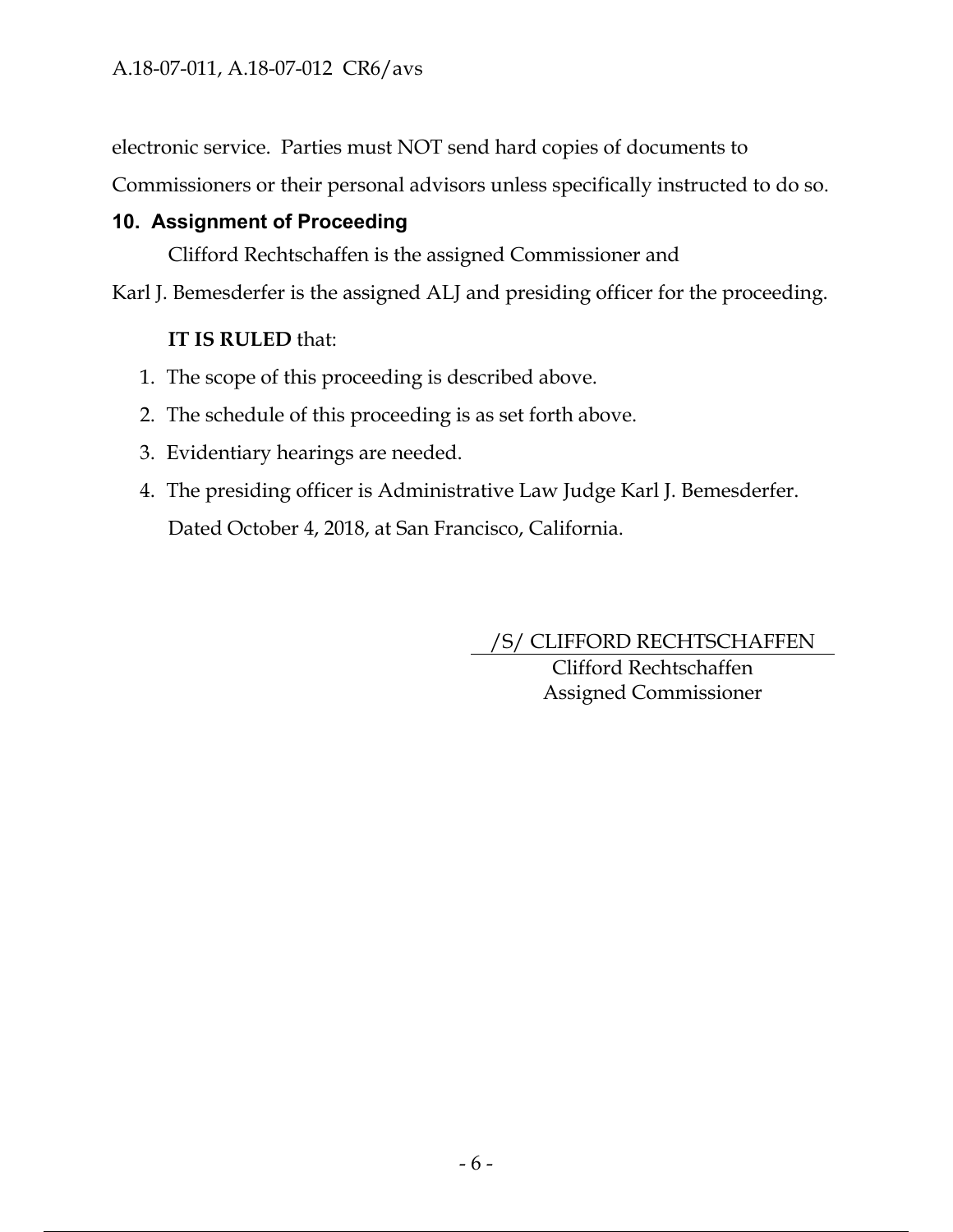electronic service. Parties must NOT send hard copies of documents to Commissioners or their personal advisors unless specifically instructed to do so.

## 10. Assignment of Proceeding

Clifford Rechtschaffen is the assigned Commissioner and Karl J. Bemesderfer is the assigned ALJ and presiding officer for the proceeding.

**IT IS RULED** that:

1. The scope of this proceeding is described above.
2. The schedule of this proceeding is as set forth above.
3. Evidentiary hearings are needed.
4. The presiding officer is Administrative Law Judge Karl J. Bemesderfer.

Dated October 4, 2018, at San Francisco, California.

/S/ CLIFFORD RECHTSCHAFFEN
Clifford Rechtschaffen
Assigned Commissioner